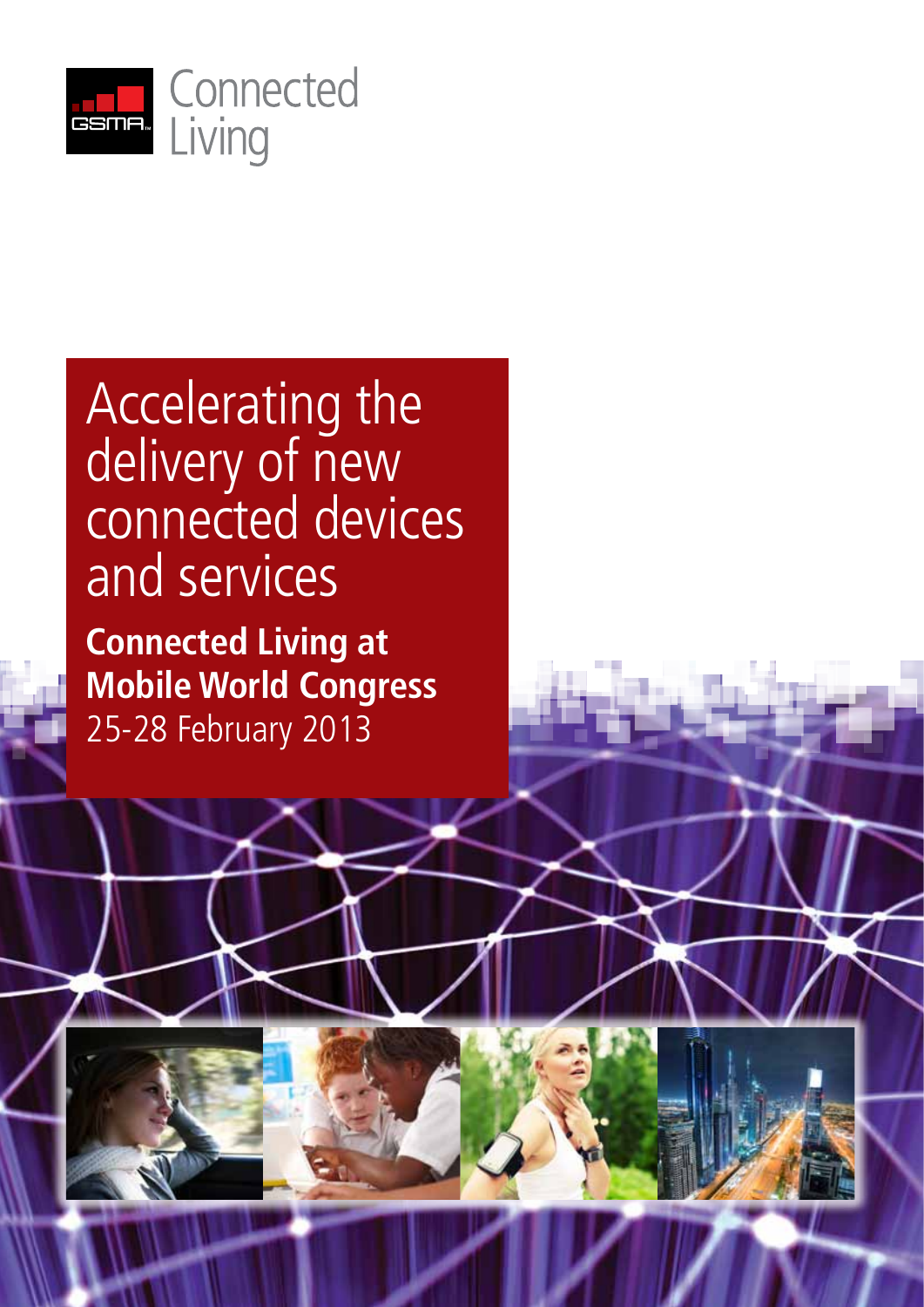Connected Living

# Accelerating the delivery of new connected devices and services

**Connected Living at Mobile World Congress**
25-28 February 2013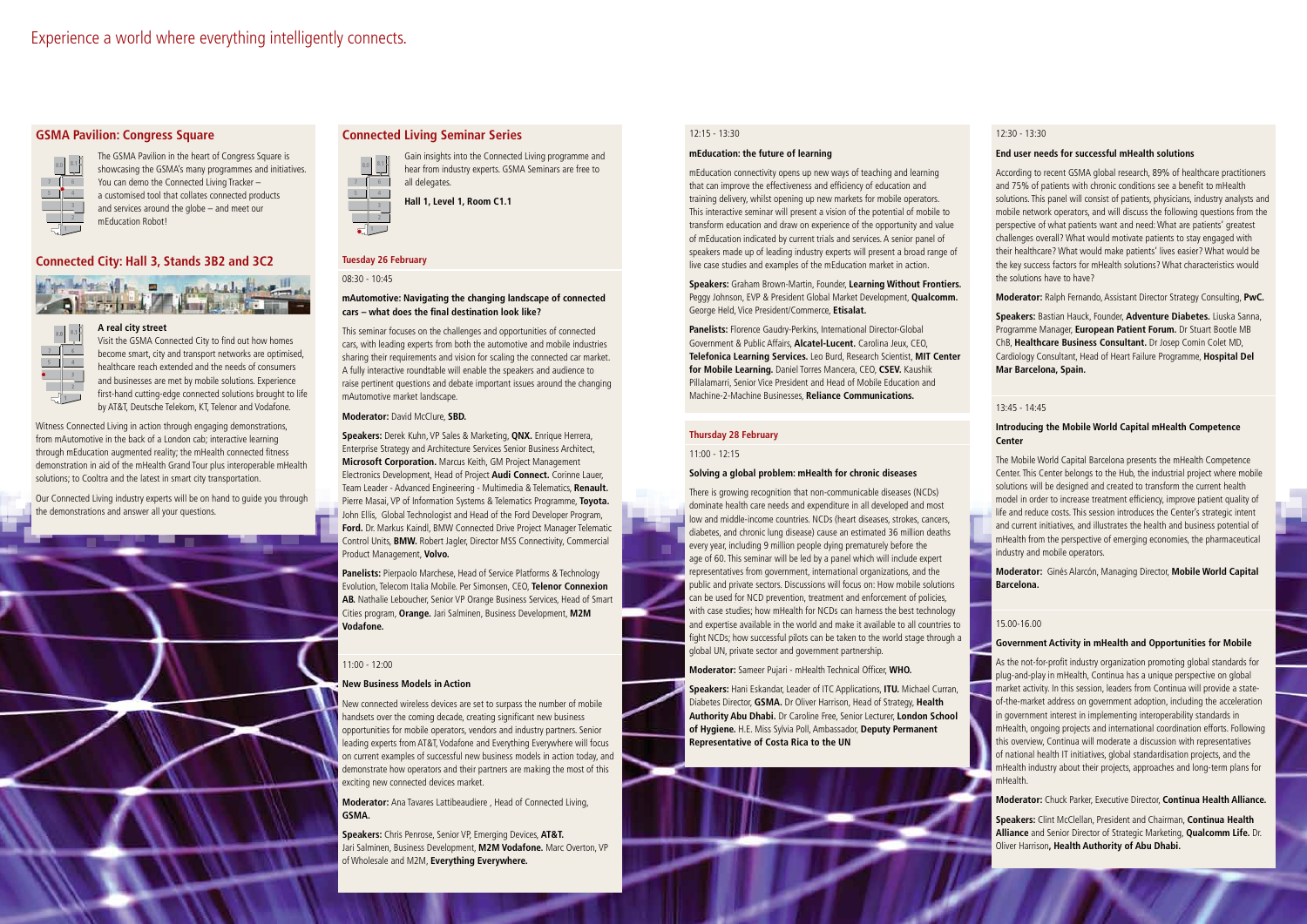Experience a world where everything intelligently connects.

## GSMA Pavilion: Congress Square

The GSMA Pavilion in the heart of Congress Square is showcasing the GSMA's many programmes and initiatives. You can demo the Connected Living Tracker – a customised tool that collates connected products and services around the globe – and meet our mEducation Robot!

## Connected City: Hall 3, Stands 3B2 and 3C2

### A real city street

Visit the GSMA Connected City to find out how homes become smart, city and transport networks are optimised, healthcare reach extended and the needs of consumers and businesses are met by mobile solutions. Experience first-hand cutting-edge connected solutions brought to life by AT&T, Deutsche Telekom, KT, Telenor and Vodafone.

Witness Connected Living in action through engaging demonstrations, from mAutomotive in the back of a London cab; interactive learning through mEducation augmented reality; the mHealth connected fitness demonstration in aid of the mHealth Grand Tour plus interoperable mHealth solutions; to Cooltra and the latest in smart city transportation.

Our Connected Living industry experts will be on hand to guide you through the demonstrations and answer all your questions.

## Connected Living Seminar Series

Gain insights into the Connected Living programme and hear from industry experts. GSMA Seminars are free to all delegates.

**Hall 1, Level 1, Room C1.1**

### Tuesday 26 February

08:30 - 10:45

**mAutomotive: Navigating the changing landscape of connected cars – what does the final destination look like?**

This seminar focuses on the challenges and opportunities of connected cars, with leading experts from both the automotive and mobile industries sharing their requirements and vision for scaling the connected car market. A fully interactive roundtable will enable the speakers and audience to raise pertinent questions and debate important issues around the changing mAutomotive market landscape.

**Moderator:** David McClure, **SBD.**

**Speakers:** Derek Kuhn, VP Sales & Marketing, **QNX.** Enrique Herrera, Enterprise Strategy and Architecture Services Senior Business Architect, **Microsoft Corporation.** Marcus Keith, GM Project Management Electronics Development, Head of Project **Audi Connect.** Corinne Lauer, Team Leader - Advanced Engineering - Multimedia & Telematics, **Renault.** Pierre Masai, VP of Information Systems & Telematics Programme, **Toyota.** John Ellis, Global Technologist and Head of the Ford Developer Program, **Ford.** Dr. Markus Kaindl, BMW Connected Drive Project Manager Telematic Control Units, **BMW.** Robert Jagler, Director MSS Connectivity, Commercial Product Management, **Volvo.**

**Panelists:** Pierpaolo Marchese, Head of Service Platforms & Technology Evolution, Telecom Italia Mobile. Per Simonsen, CEO, **Telenor Connexion AB.** Nathalie Leboucher, Senior VP Orange Business Services, Head of Smart Cities program, **Orange.** Jari Salminen, Business Development, **M2M Vodafone.**

11:00 - 12:00

**New Business Models in Action**

New connected wireless devices are set to surpass the number of mobile handsets over the coming decade, creating significant new business opportunities for mobile operators, vendors and industry partners. Senior leading experts from AT&T, Vodafone and Everything Everywhere will focus on current examples of successful new business models in action today, and demonstrate how operators and their partners are making the most of this exciting new connected devices market.

**Moderator:** Ana Tavares Lattibeaudiere , Head of Connected Living, **GSMA.**

**Speakers:** Chris Penrose, Senior VP, Emerging Devices, **AT&T.** Jari Salminen, Business Development, **M2M Vodafone.** Marc Overton, VP of Wholesale and M2M, **Everything Everywhere.**

12:15 - 13:30

**mEducation: the future of learning**

mEducation connectivity opens up new ways of teaching and learning that can improve the effectiveness and efficiency of education and training delivery, whilst opening up new markets for mobile operators. This interactive seminar will present a vision of the potential of mobile to transform education and draw on experience of the opportunity and value of mEducation indicated by current trials and services. A senior panel of speakers made up of leading industry experts will present a broad range of live case studies and examples of the mEducation market in action.

**Speakers:** Graham Brown-Martin, Founder, **Learning Without Frontiers.** Peggy Johnson, EVP & President Global Market Development, **Qualcomm.** George Held, Vice President/Commerce, **Etisalat.**

**Panelists:** Florence Gaudry-Perkins, International Director-Global Government & Public Affairs, **Alcatel-Lucent.** Carolina Jeux, CEO, **Telefonica Learning Services.** Leo Burd, Research Scientist, **MIT Center for Mobile Learning.** Daniel Torres Mancera, CEO, **CSEV.** Kaushik Pillalamarri, Senior Vice President and Head of Mobile Education and Machine-2-Machine Businesses, **Reliance Communications.**

### Thursday 28 February

11:00 - 12:15

**Solving a global problem: mHealth for chronic diseases**

There is growing recognition that non-communicable diseases (NCDs) dominate health care needs and expenditure in all developed and most low and middle-income countries. NCDs (heart diseases, strokes, cancers, diabetes, and chronic lung disease) cause an estimated 36 million deaths every year, including 9 million people dying prematurely before the age of 60. This seminar will be led by a panel which will include expert representatives from government, international organizations, and the public and private sectors. Discussions will focus on: How mobile solutions can be used for NCD prevention, treatment and enforcement of policies, with case studies; how mHealth for NCDs can harness the best technology and expertise available in the world and make it available to all countries to fight NCDs; how successful pilots can be taken to the world stage through a global UN, private sector and government partnership.

**Moderator:** Sameer Pujari - mHealth Technical Officer, **WHO.**

**Speakers:** Hani Eskandar, Leader of ITC Applications, **ITU.** Michael Curran, Diabetes Director, **GSMA.** Dr Oliver Harrison, Head of Strategy, **Health Authority Abu Dhabi.** Dr Caroline Free, Senior Lecturer, **London School of Hygiene.** H.E. Miss Sylvia Poll, Ambassador, **Deputy Permanent Representative of Costa Rica to the UN**

12:30 - 13:30

**End user needs for successful mHealth solutions**

According to recent GSMA global research, 89% of healthcare practitioners and 75% of patients with chronic conditions see a benefit to mHealth solutions. This panel will consist of patients, physicians, industry analysts and mobile network operators, and will discuss the following questions from the perspective of what patients want and need: What are patients' greatest challenges overall? What would motivate patients to stay engaged with their healthcare? What would make patients' lives easier? What would be the key success factors for mHealth solutions? What characteristics would the solutions have to have?

**Moderator:** Ralph Fernando, Assistant Director Strategy Consulting, **PwC.**

**Speakers:** Bastian Hauck, Founder, **Adventure Diabetes.** Liuska Sanna, Programme Manager, **European Patient Forum.** Dr Stuart Bootle MB ChB, **Healthcare Business Consultant.** Dr Josep Comin Colet MD, Cardiology Consultant, Head of Heart Failure Programme, **Hospital Del Mar Barcelona, Spain.**

13:45 - 14:45

**Introducing the Mobile World Capital mHealth Competence Center**

The Mobile World Capital Barcelona presents the mHealth Competence Center. This Center belongs to the Hub, the industrial project where mobile solutions will be designed and created to transform the current health model in order to increase treatment efficiency, improve patient quality of life and reduce costs. This session introduces the Center's strategic intent and current initiatives, and illustrates the health and business potential of mHealth from the perspective of emerging economies, the pharmaceutical industry and mobile operators.

**Moderator:** Ginés Alarcón, Managing Director, **Mobile World Capital Barcelona.**

15.00-16.00

**Government Activity in mHealth and Opportunities for Mobile**

As the not-for-profit industry organization promoting global standards for plug-and-play in mHealth, Continua has a unique perspective on global market activity. In this session, leaders from Continua will provide a state-of-the-market address on government adoption, including the acceleration in government interest in implementing interoperability standards in mHealth, ongoing projects and international coordination efforts. Following this overview, Continua will moderate a discussion with representatives of national health IT initiatives, global standardisation projects, and the mHealth industry about their projects, approaches and long-term plans for mHealth.

**Moderator:** Chuck Parker, Executive Director, **Continua Health Alliance.**

**Speakers:** Clint McClellan, President and Chairman, **Continua Health Alliance** and Senior Director of Strategic Marketing, **Qualcomm Life.** Dr. Oliver Harrison, **Health Authority of Abu Dhabi.**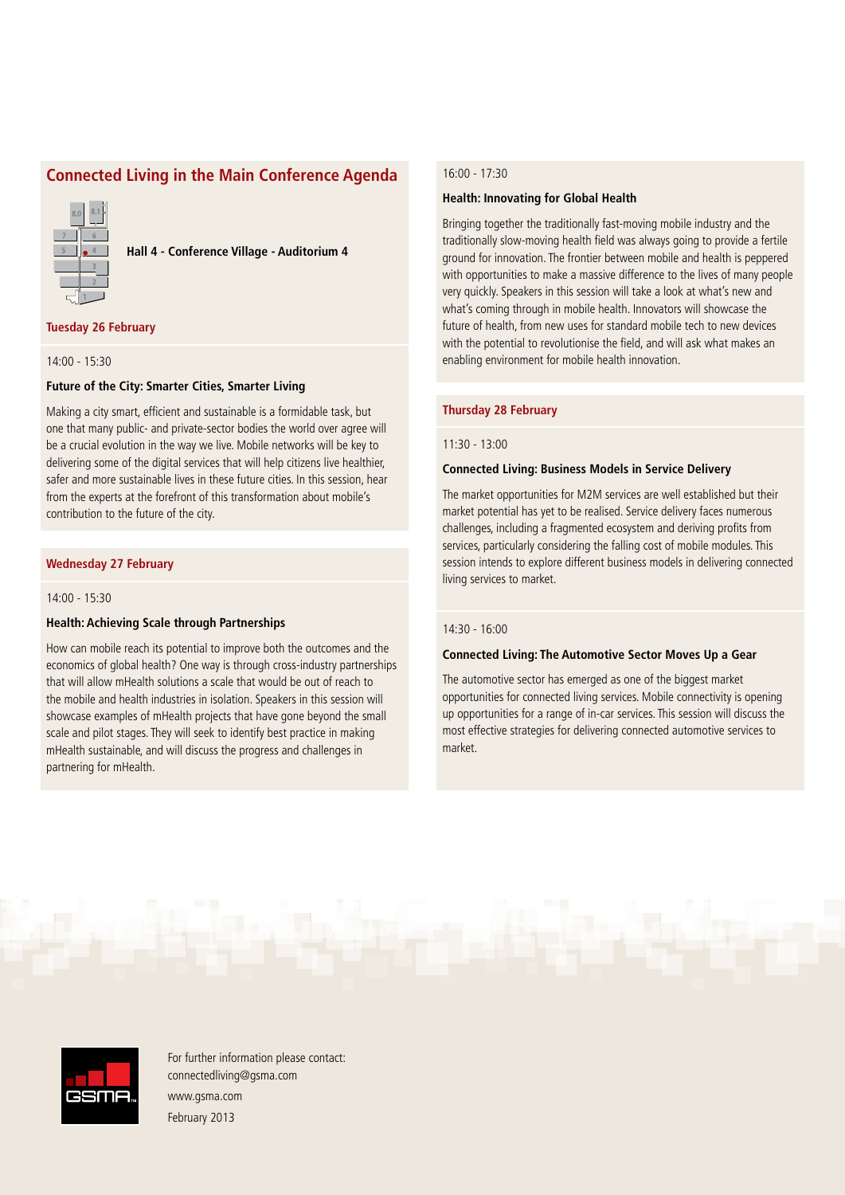## Connected Living in the Main Conference Agenda

**Hall 4 - Conference Village - Auditorium 4**

### Tuesday 26 February

14:00 - 15:30

**Future of the City: Smarter Cities, Smarter Living**

Making a city smart, efficient and sustainable is a formidable task, but one that many public- and private-sector bodies the world over agree will be a crucial evolution in the way we live. Mobile networks will be key to delivering some of the digital services that will help citizens live healthier, safer and more sustainable lives in these future cities. In this session, hear from the experts at the forefront of this transformation about mobile's contribution to the future of the city.

### Wednesday 27 February

14:00 - 15:30

**Health: Achieving Scale through Partnerships**

How can mobile reach its potential to improve both the outcomes and the economics of global health? One way is through cross-industry partnerships that will allow mHealth solutions a scale that would be out of reach to the mobile and health industries in isolation. Speakers in this session will showcase examples of mHealth projects that have gone beyond the small scale and pilot stages. They will seek to identify best practice in making mHealth sustainable, and will discuss the progress and challenges in partnering for mHealth.

16:00 - 17:30

**Health: Innovating for Global Health**

Bringing together the traditionally fast-moving mobile industry and the traditionally slow-moving health field was always going to provide a fertile ground for innovation. The frontier between mobile and health is peppered with opportunities to make a massive difference to the lives of many people very quickly. Speakers in this session will take a look at what's new and what's coming through in mobile health. Innovators will showcase the future of health, from new uses for standard mobile tech to new devices with the potential to revolutionise the field, and will ask what makes an enabling environment for mobile health innovation.

### Thursday 28 February

11:30 - 13:00

**Connected Living: Business Models in Service Delivery**

The market opportunities for M2M services are well established but their market potential has yet to be realised. Service delivery faces numerous challenges, including a fragmented ecosystem and deriving profits from services, particularly considering the falling cost of mobile modules. This session intends to explore different business models in delivering connected living services to market.

14:30 - 16:00

**Connected Living: The Automotive Sector Moves Up a Gear**

The automotive sector has emerged as one of the biggest market opportunities for connected living services. Mobile connectivity is opening up opportunities for a range of in-car services. This session will discuss the most effective strategies for delivering connected automotive services to market.

For further information please contact:
connectedliving@gsma.com
www.gsma.com
February 2013